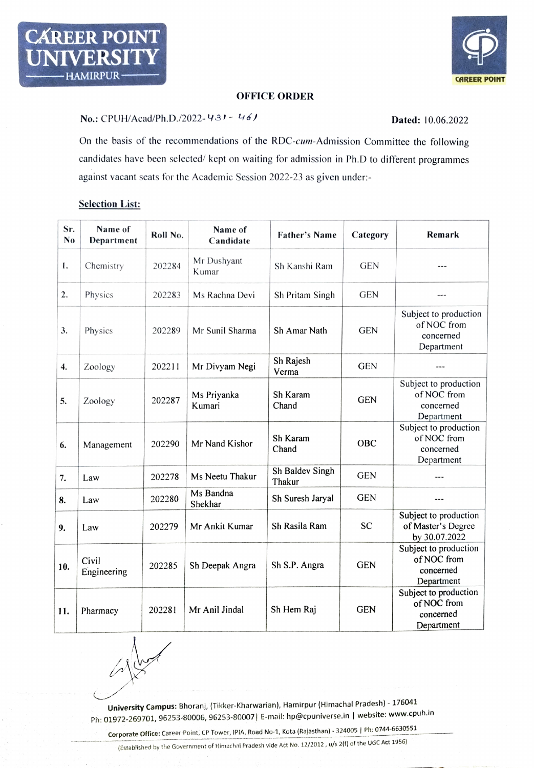# OFFICE ORDER

**No.:** CPUH/Acad/Ph.D./2022-431-461 **Dated:** 10.06.2022

On the basis of the recommendations of the RDC-*cum*-Admission Committee the following candidates have been selected/ kept on waiting for admission in Ph.D to different programmes against vacant seats for the Academic Session 2022-23 as given under:-

**Selection List:**

| Sr. No | Name of Department | Roll No. | Name of Candidate | Father's Name | Category | Remark |
|---|---|---|---|---|---|---|
| 1. | Chemistry | 202284 | Mr Dushyant Kumar | Sh Kanshi Ram | GEN | --- |
| 2. | Physics | 202283 | Ms Rachna Devi | Sh Pritam Singh | GEN | --- |
| 3. | Physics | 202289 | Mr Sunil Sharma | Sh Amar Nath | GEN | Subject to production of NOC from concerned Department |
| 4. | Zoology | 202211 | Mr Divyam Negi | Sh Rajesh Verma | GEN | --- |
| 5. | Zoology | 202287 | Ms Priyanka Kumari | Sh Karam Chand | GEN | Subject to production of NOC from concerned Department |
| 6. | Management | 202290 | Mr Nand Kishor | Sh Karam Chand | OBC | Subject to production of NOC from concerned Department |
| 7. | Law | 202278 | Ms Neetu Thakur | Sh Baldev Singh Thakur | GEN | --- |
| 8. | Law | 202280 | Ms Bandna Shekhar | Sh Suresh Jaryal | GEN | --- |
| 9. | Law | 202279 | Mr Ankit Kumar | Sh Rasila Ram | SC | Subject to production of Master's Degree by 30.07.2022 |
| 10. | Civil Engineering | 202285 | Sh Deepak Angra | Sh S.P. Angra | GEN | Subject to production of NOC from concerned Department |
| 11. | Pharmacy | 202281 | Mr Anil Jindal | Sh Hem Raj | GEN | Subject to production of NOC from concerned Department |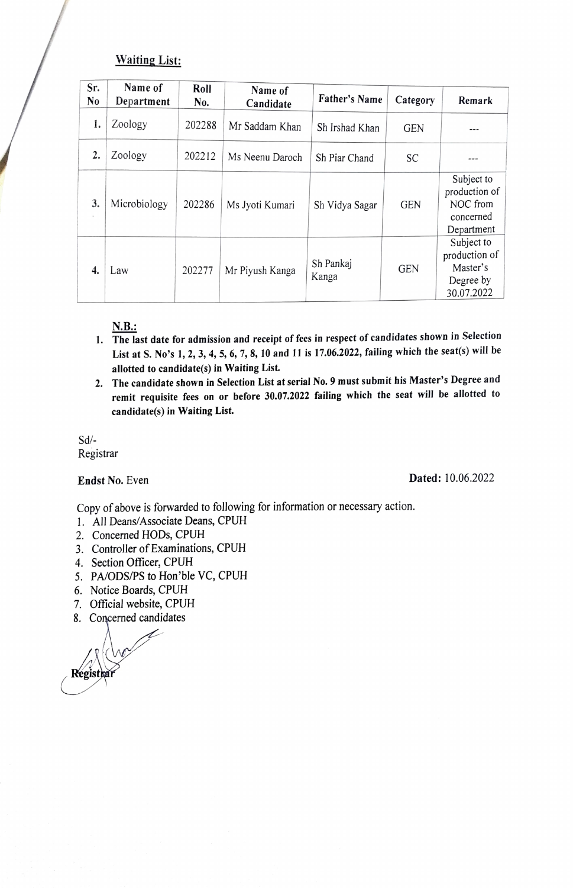**Waiting List:**

| Sr. No | Name of Department | Roll No. | Name of Candidate | Father's Name | Category | Remark |
|---|---|---|---|---|---|---|
| 1. | Zoology | 202288 | Mr Saddam Khan | Sh Irshad Khan | GEN | --- |
| 2. | Zoology | 202212 | Ms Neenu Daroch | Sh Piar Chand | SC | --- |
| 3. | Microbiology | 202286 | Ms Jyoti Kumari | Sh Vidya Sagar | GEN | Subject to production of NOC from concerned Department |
| 4. | Law | 202277 | Mr Piyush Kanga | Sh Pankaj Kanga | GEN | Subject to production of Master's Degree by 30.07.2022 |

**N.B.:**

1. **The last date for admission and receipt of fees in respect of candidates shown in Selection List at S. No's 1, 2, 3, 4, 5, 6, 7, 8, 10 and 11 is 17.06.2022, failing which the seat(s) will be allotted to candidate(s) in Waiting List.**
2. **The candidate shown in Selection List at serial No. 9 must submit his Master's Degree and remit requisite fees on or before 30.07.2022 failing which the seat will be allotted to candidate(s) in Waiting List.**

Sd/-
Registrar

**Endst No.** Even **Dated:** 10.06.2022

Copy of above is forwarded to following for information or necessary action.

1. All Deans/Associate Deans, CPUH
2. Concerned HODs, CPUH
3. Controller of Examinations, CPUH
4. Section Officer, CPUH
5. PA/ODS/PS to Hon'ble VC, CPUH
6. Notice Boards, CPUH
7. Official website, CPUH
8. Concerned candidates

**Registrar**